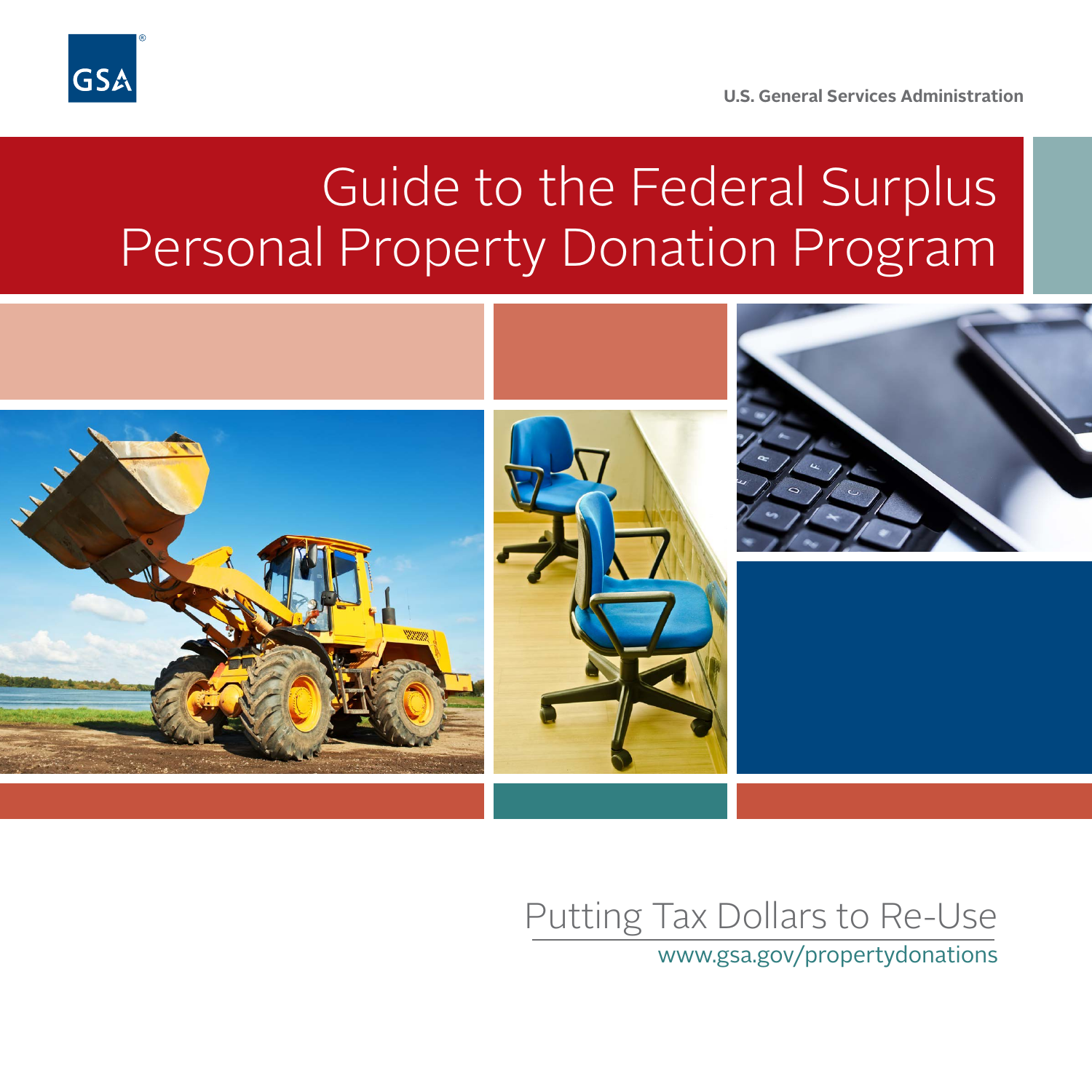GSA

U.S. General Services Administration

# Guide to the Federal Surplus Personal Property Donation Program

Putting Tax Dollars to Re-Use

www.gsa.gov/propertydonations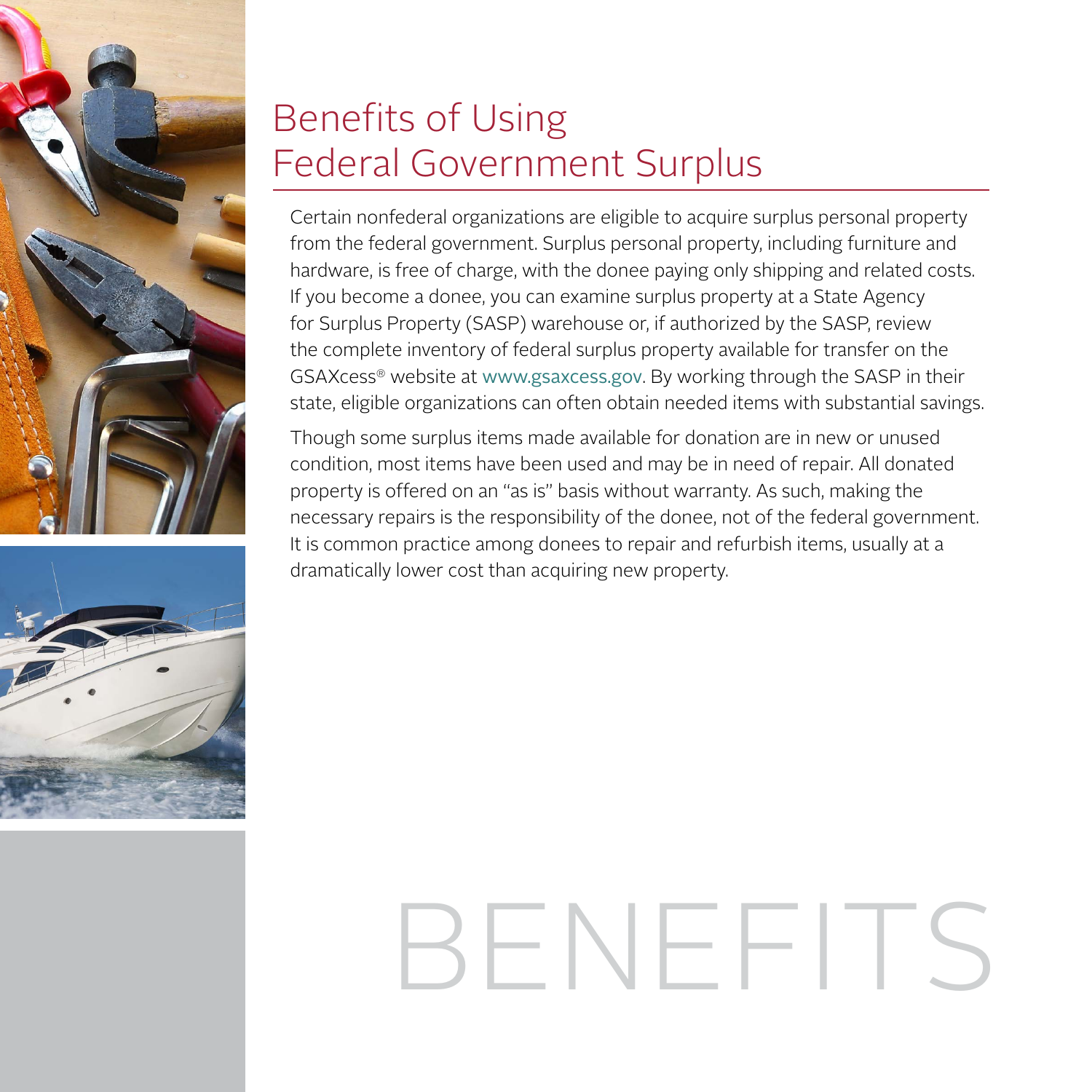# Benefits of Using Federal Government Surplus

Certain nonfederal organizations are eligible to acquire surplus personal property from the federal government. Surplus personal property, including furniture and hardware, is free of charge, with the donee paying only shipping and related costs. If you become a donee, you can examine surplus property at a State Agency for Surplus Property (SASP) warehouse or, if authorized by the SASP, review the complete inventory of federal surplus property available for transfer on the GSAXcess® website at www.gsaxcess.gov. By working through the SASP in their state, eligible organizations can often obtain needed items with substantial savings.

Though some surplus items made available for donation are in new or unused condition, most items have been used and may be in need of repair. All donated property is offered on an "as is" basis without warranty. As such, making the necessary repairs is the responsibility of the donee, not of the federal government. It is common practice among donees to repair and refurbish items, usually at a dramatically lower cost than acquiring new property.

BENEFITS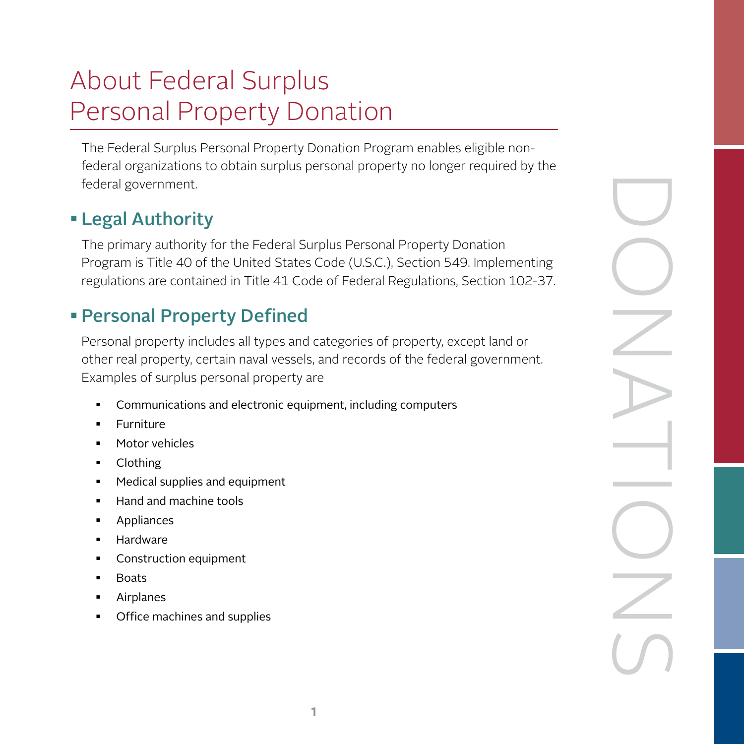# About Federal Surplus Personal Property Donation

The Federal Surplus Personal Property Donation Program enables eligible non-federal organizations to obtain surplus personal property no longer required by the federal government.

## Legal Authority

The primary authority for the Federal Surplus Personal Property Donation Program is Title 40 of the United States Code (U.S.C.), Section 549. Implementing regulations are contained in Title 41 Code of Federal Regulations, Section 102-37.

## Personal Property Defined

Personal property includes all types and categories of property, except land or other real property, certain naval vessels, and records of the federal government. Examples of surplus personal property are

- Communications and electronic equipment, including computers
- Furniture
- Motor vehicles
- Clothing
- Medical supplies and equipment
- Hand and machine tools
- Appliances
- Hardware
- Construction equipment
- Boats
- Airplanes
- Office machines and supplies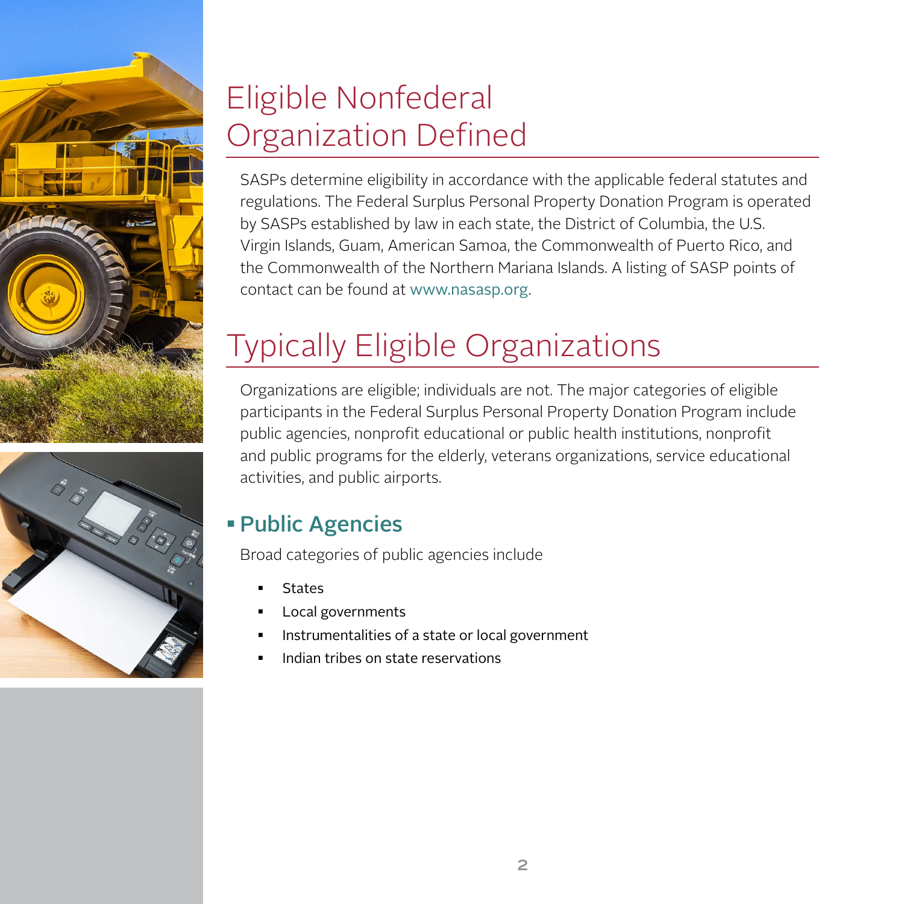# Eligible Nonfederal Organization Defined

SASPs determine eligibility in accordance with the applicable federal statutes and regulations. The Federal Surplus Personal Property Donation Program is operated by SASPs established by law in each state, the District of Columbia, the U.S. Virgin Islands, Guam, American Samoa, the Commonwealth of Puerto Rico, and the Commonwealth of the Northern Mariana Islands. A listing of SASP points of contact can be found at www.nasasp.org.

# Typically Eligible Organizations

Organizations are eligible; individuals are not. The major categories of eligible participants in the Federal Surplus Personal Property Donation Program include public agencies, nonprofit educational or public health institutions, nonprofit and public programs for the elderly, veterans organizations, service educational activities, and public airports.

## Public Agencies

Broad categories of public agencies include

- States
- Local governments
- Instrumentalities of a state or local government
- Indian tribes on state reservations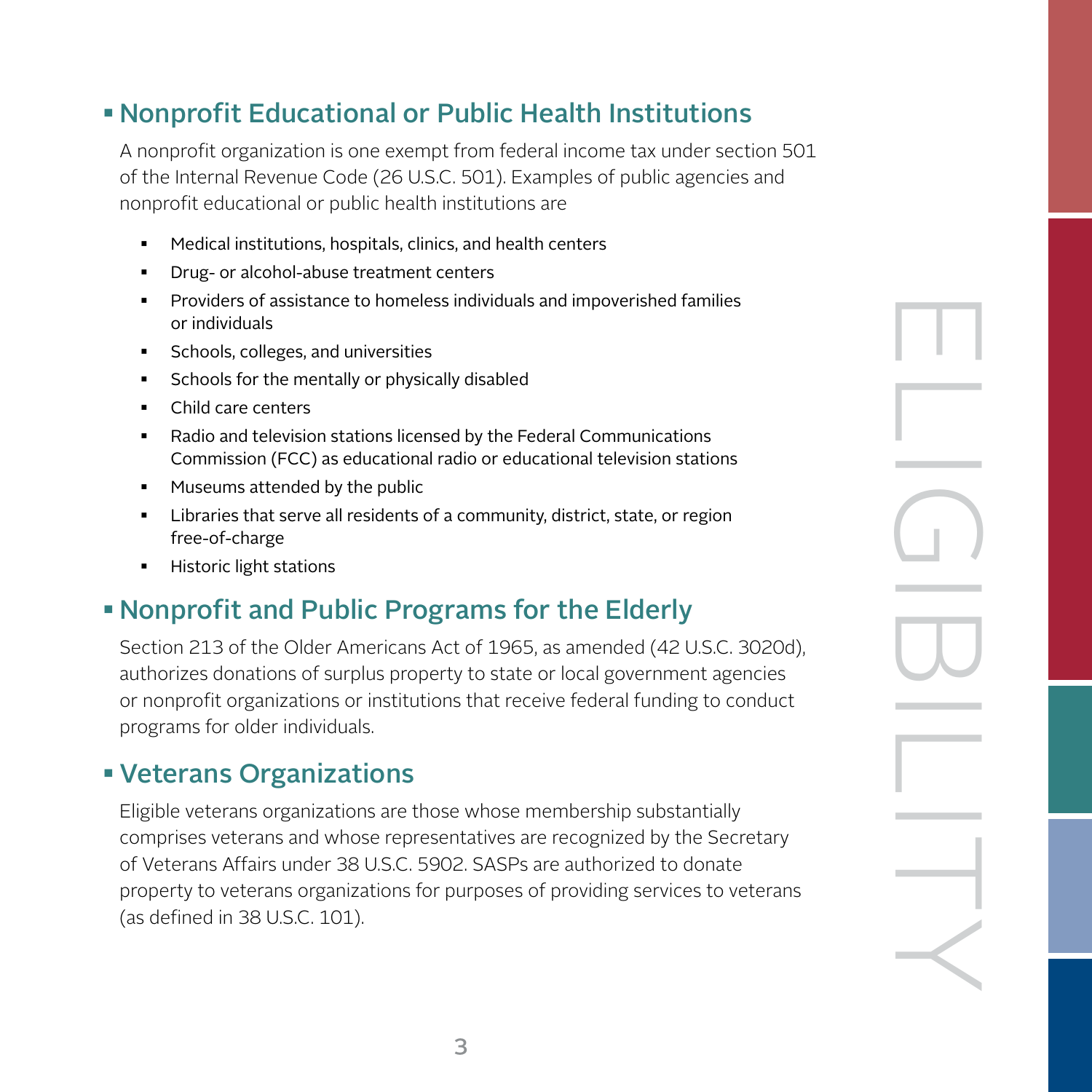## Nonprofit Educational or Public Health Institutions

A nonprofit organization is one exempt from federal income tax under section 501 of the Internal Revenue Code (26 U.S.C. 501). Examples of public agencies and nonprofit educational or public health institutions are

- Medical institutions, hospitals, clinics, and health centers
- Drug- or alcohol-abuse treatment centers
- Providers of assistance to homeless individuals and impoverished families or individuals
- Schools, colleges, and universities
- Schools for the mentally or physically disabled
- Child care centers
- Radio and television stations licensed by the Federal Communications Commission (FCC) as educational radio or educational television stations
- Museums attended by the public
- Libraries that serve all residents of a community, district, state, or region free-of-charge
- Historic light stations

## Nonprofit and Public Programs for the Elderly

Section 213 of the Older Americans Act of 1965, as amended (42 U.S.C. 3020d), authorizes donations of surplus property to state or local government agencies or nonprofit organizations or institutions that receive federal funding to conduct programs for older individuals.

## Veterans Organizations

Eligible veterans organizations are those whose membership substantially comprises veterans and whose representatives are recognized by the Secretary of Veterans Affairs under 38 U.S.C. 5902. SASPs are authorized to donate property to veterans organizations for purposes of providing services to veterans (as defined in 38 U.S.C. 101).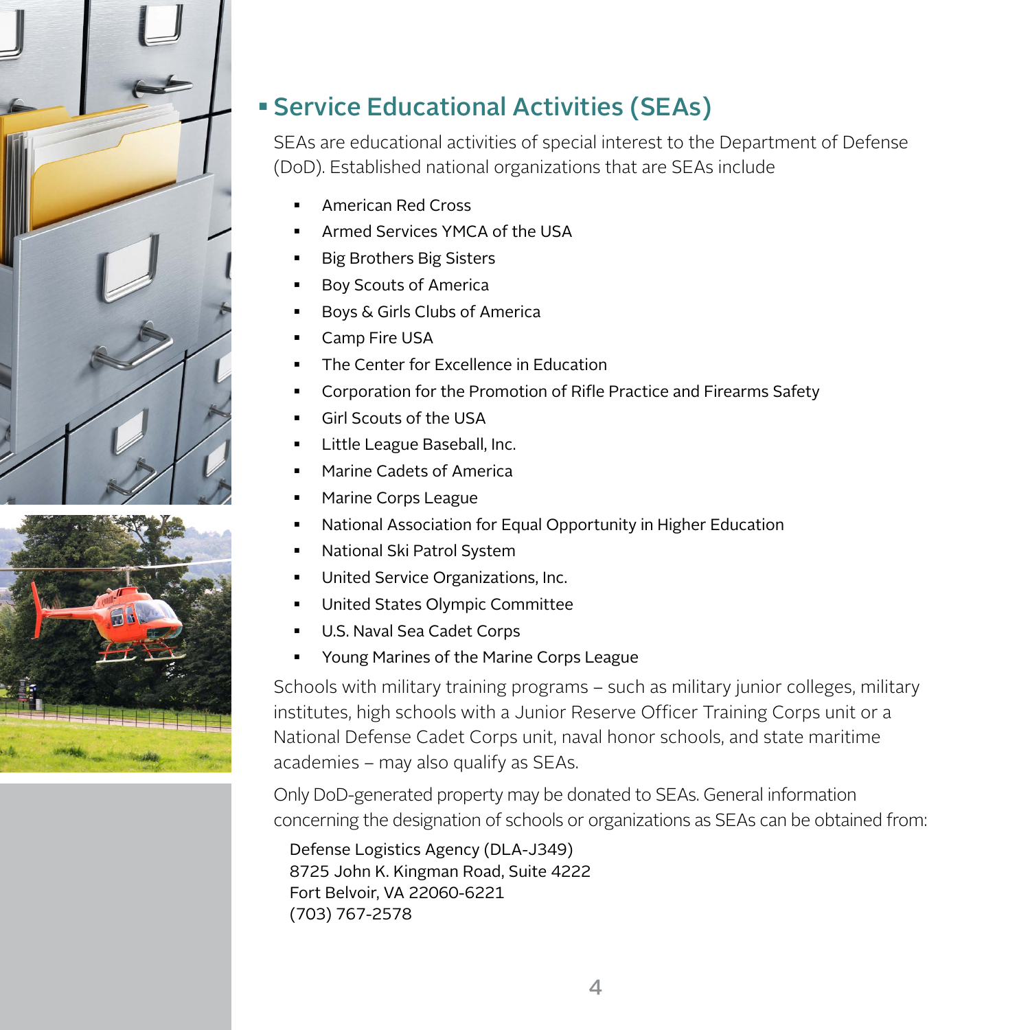## Service Educational Activities (SEAs)

SEAs are educational activities of special interest to the Department of Defense (DoD). Established national organizations that are SEAs include

- American Red Cross
- Armed Services YMCA of the USA
- Big Brothers Big Sisters
- Boy Scouts of America
- Boys & Girls Clubs of America
- Camp Fire USA
- The Center for Excellence in Education
- Corporation for the Promotion of Rifle Practice and Firearms Safety
- Girl Scouts of the USA
- Little League Baseball, Inc.
- Marine Cadets of America
- Marine Corps League
- National Association for Equal Opportunity in Higher Education
- National Ski Patrol System
- United Service Organizations, Inc.
- United States Olympic Committee
- U.S. Naval Sea Cadet Corps
- Young Marines of the Marine Corps League

Schools with military training programs – such as military junior colleges, military institutes, high schools with a Junior Reserve Officer Training Corps unit or a National Defense Cadet Corps unit, naval honor schools, and state maritime academies – may also qualify as SEAs.

Only DoD-generated property may be donated to SEAs. General information concerning the designation of schools or organizations as SEAs can be obtained from:

Defense Logistics Agency (DLA-J349)
8725 John K. Kingman Road, Suite 4222
Fort Belvoir, VA 22060-6221
(703) 767-2578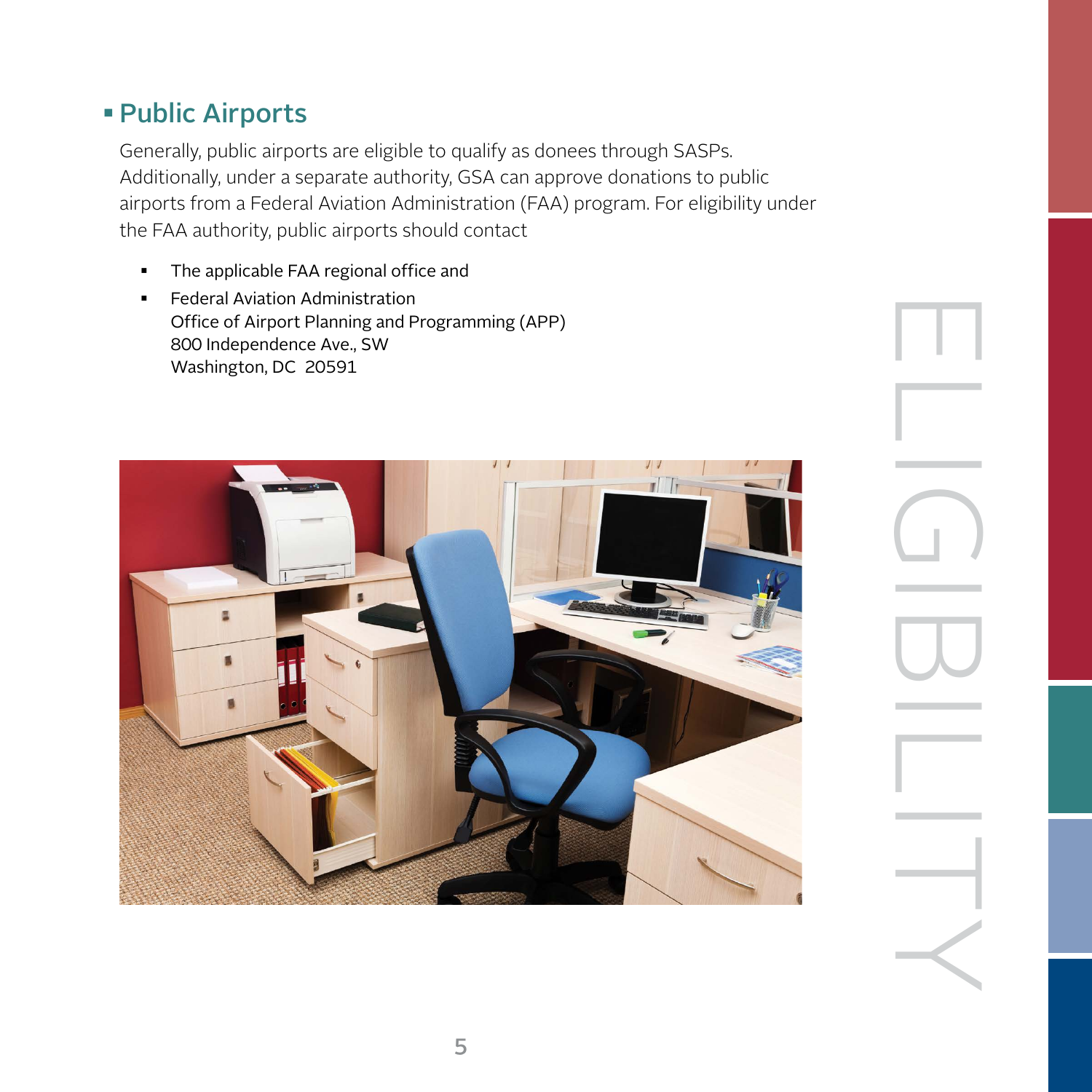## Public Airports

Generally, public airports are eligible to qualify as donees through SASPs. Additionally, under a separate authority, GSA can approve donations to public airports from a Federal Aviation Administration (FAA) program. For eligibility under the FAA authority, public airports should contact

- The applicable FAA regional office and
- Federal Aviation Administration
  Office of Airport Planning and Programming (APP)
  800 Independence Ave., SW
  Washington, DC 20591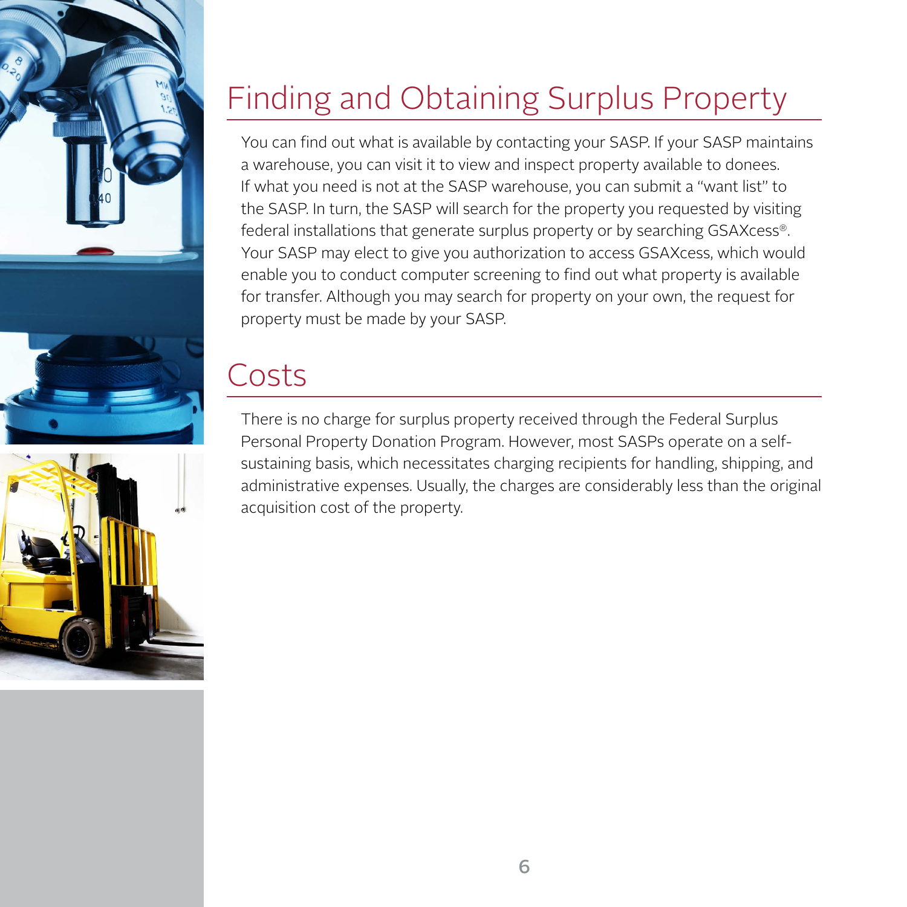# Finding and Obtaining Surplus Property

You can find out what is available by contacting your SASP. If your SASP maintains a warehouse, you can visit it to view and inspect property available to donees. If what you need is not at the SASP warehouse, you can submit a "want list" to the SASP. In turn, the SASP will search for the property you requested by visiting federal installations that generate surplus property or by searching GSAXcess®. Your SASP may elect to give you authorization to access GSAXcess, which would enable you to conduct computer screening to find out what property is available for transfer. Although you may search for property on your own, the request for property must be made by your SASP.

# Costs

There is no charge for surplus property received through the Federal Surplus Personal Property Donation Program. However, most SASPs operate on a self-sustaining basis, which necessitates charging recipients for handling, shipping, and administrative expenses. Usually, the charges are considerably less than the original acquisition cost of the property.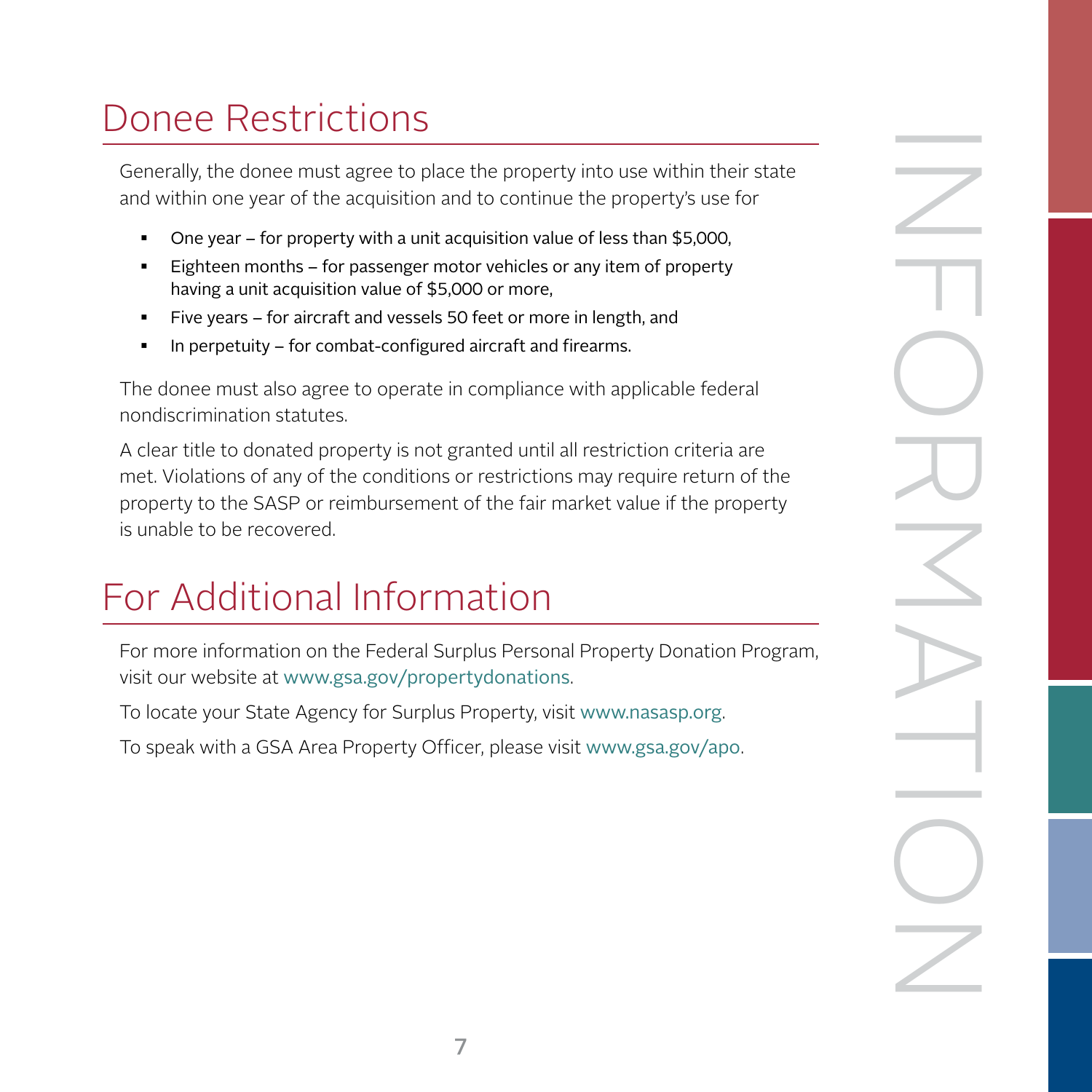## Donee Restrictions

Generally, the donee must agree to place the property into use within their state and within one year of the acquisition and to continue the property's use for

- One year – for property with a unit acquisition value of less than $5,000,
- Eighteen months – for passenger motor vehicles or any item of property having a unit acquisition value of $5,000 or more,
- Five years – for aircraft and vessels 50 feet or more in length, and
- In perpetuity – for combat-configured aircraft and firearms.

The donee must also agree to operate in compliance with applicable federal nondiscrimination statutes.

A clear title to donated property is not granted until all restriction criteria are met. Violations of any of the conditions or restrictions may require return of the property to the SASP or reimbursement of the fair market value if the property is unable to be recovered.

## For Additional Information

For more information on the Federal Surplus Personal Property Donation Program, visit our website at www.gsa.gov/propertydonations.

To locate your State Agency for Surplus Property, visit www.nasasp.org.

To speak with a GSA Area Property Officer, please visit www.gsa.gov/apo.

INFORMATION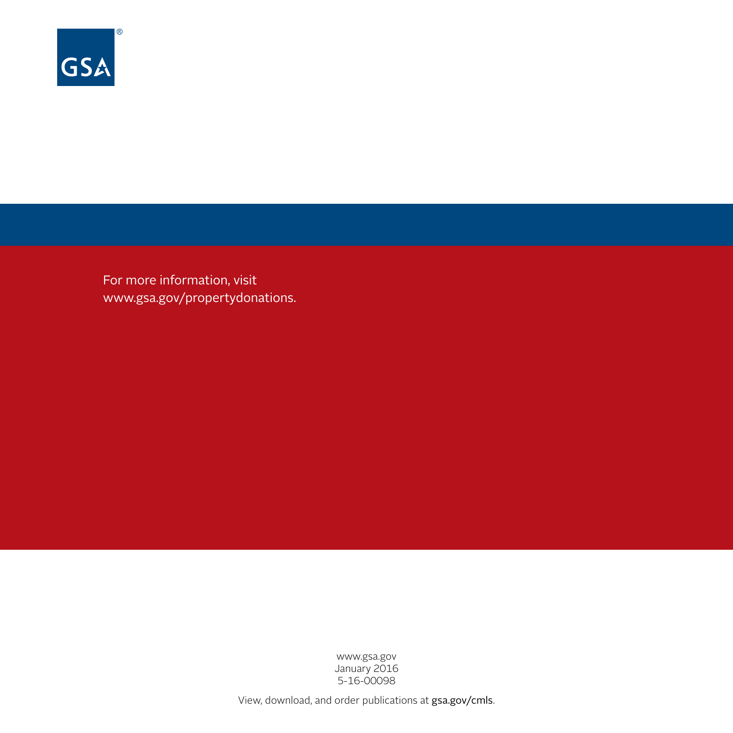GSA®

For more information, visit
www.gsa.gov/propertydonations.

www.gsa.gov
January 2016
5-16-00098

View, download, and order publications at gsa.gov/cmls.